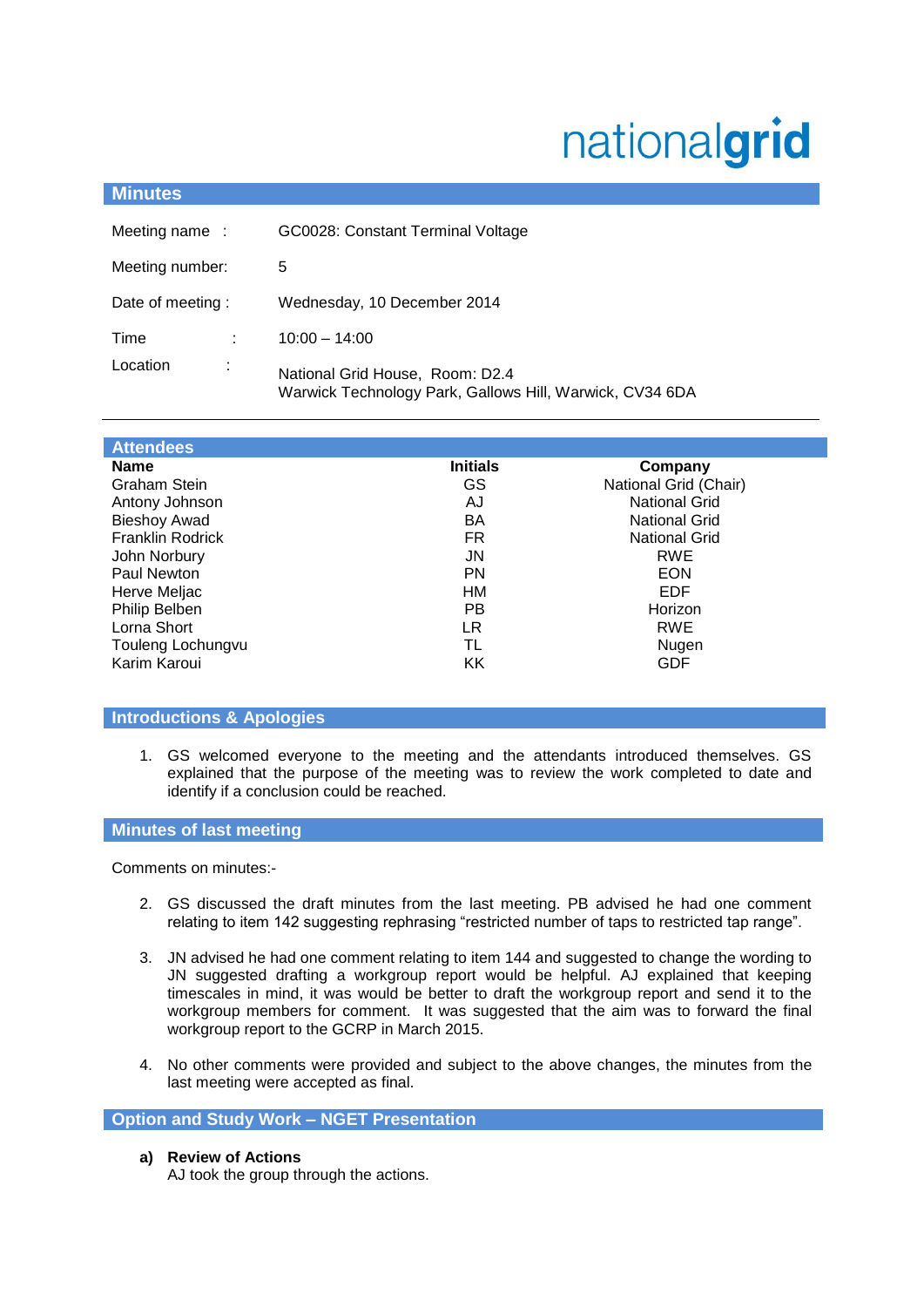nationalgrid

## Minutes

| | |
|---|---|
| Meeting name : | GC0028: Constant Terminal Voltage |
| Meeting number: | 5 |
| Date of meeting : | Wednesday, 10 December 2014 |
| Time : | 10:00 – 14:00 |
| Location : | National Grid House, Room: D2.4<br>Warwick Technology Park, Gallows Hill, Warwick, CV34 6DA |

## Attendees

| Name | Initials | Company |
|---|---|---|
| Graham Stein | GS | National Grid (Chair) |
| Antony Johnson | AJ | National Grid |
| Bieshoy Awad | BA | National Grid |
| Franklin Rodrick | FR | National Grid |
| John Norbury | JN | RWE |
| Paul Newton | PN | EON |
| Herve Meljac | HM | EDF |
| Philip Belben | PB | Horizon |
| Lorna Short | LR | RWE |
| Touleng Lochungvu | TL | Nugen |
| Karim Karoui | KK | GDF |

## Introductions & Apologies

1. GS welcomed everyone to the meeting and the attendants introduced themselves. GS explained that the purpose of the meeting was to review the work completed to date and identify if a conclusion could be reached.

## Minutes of last meeting

Comments on minutes:-

2. GS discussed the draft minutes from the last meeting. PB advised he had one comment relating to item 142 suggesting rephrasing "restricted number of taps to restricted tap range".

3. JN advised he had one comment relating to item 144 and suggested to change the wording to JN suggested drafting a workgroup report would be helpful. AJ explained that keeping timescales in mind, it was would be better to draft the workgroup report and send it to the workgroup members for comment. It was suggested that the aim was to forward the final workgroup report to the GCRP in March 2015.

4. No other comments were provided and subject to the above changes, the minutes from the last meeting were accepted as final.

## Option and Study Work – NGET Presentation

**a) Review of Actions**

AJ took the group through the actions.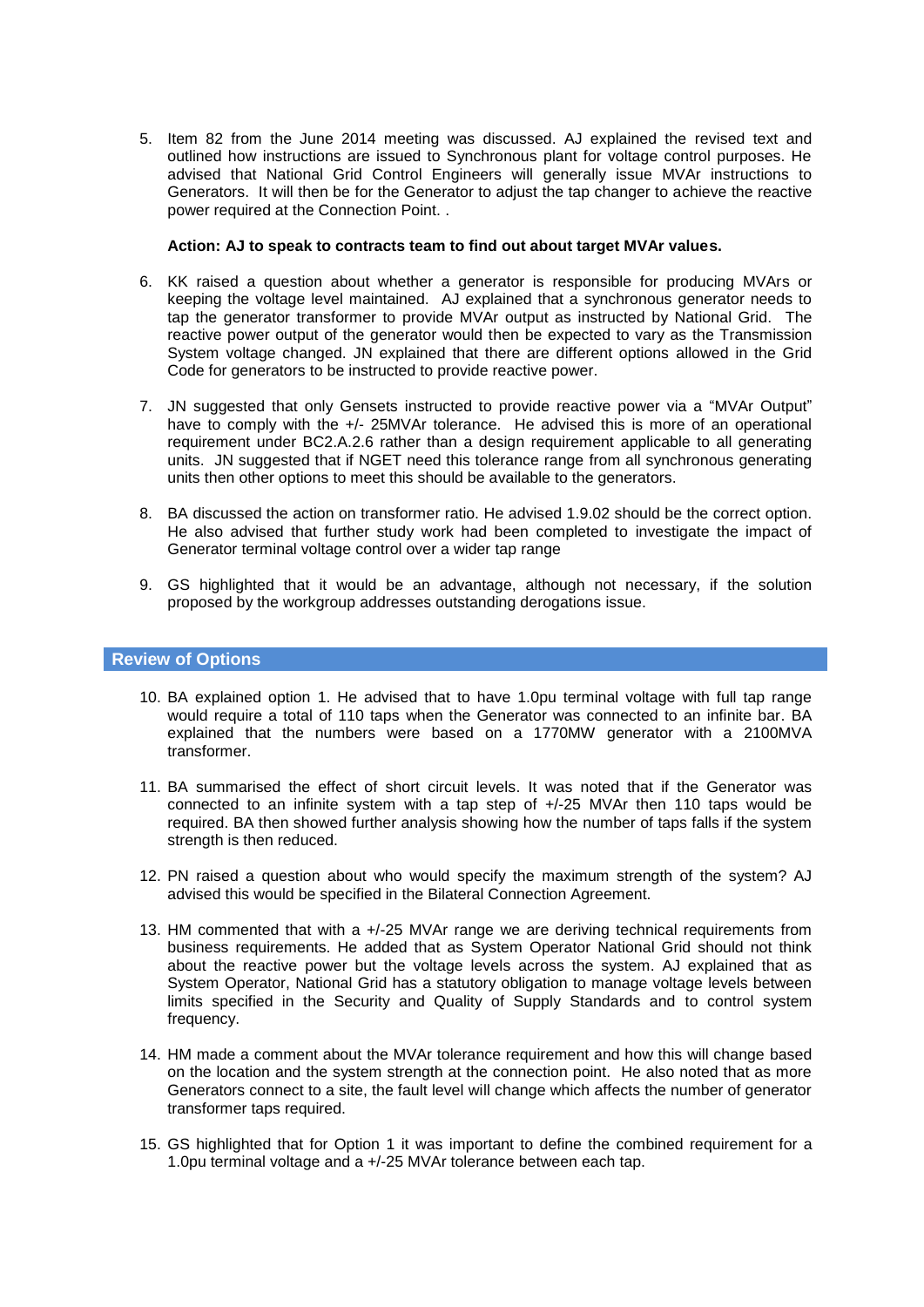5. Item 82 from the June 2014 meeting was discussed. AJ explained the revised text and outlined how instructions are issued to Synchronous plant for voltage control purposes. He advised that National Grid Control Engineers will generally issue MVAr instructions to Generators. It will then be for the Generator to adjust the tap changer to achieve the reactive power required at the Connection Point. .

   **Action: AJ to speak to contracts team to find out about target MVAr values.**

6. KK raised a question about whether a generator is responsible for producing MVArs or keeping the voltage level maintained. AJ explained that a synchronous generator needs to tap the generator transformer to provide MVAr output as instructed by National Grid. The reactive power output of the generator would then be expected to vary as the Transmission System voltage changed. JN explained that there are different options allowed in the Grid Code for generators to be instructed to provide reactive power.

7. JN suggested that only Gensets instructed to provide reactive power via a "MVAr Output" have to comply with the +/- 25MVAr tolerance. He advised this is more of an operational requirement under BC2.A.2.6 rather than a design requirement applicable to all generating units. JN suggested that if NGET need this tolerance range from all synchronous generating units then other options to meet this should be available to the generators.

8. BA discussed the action on transformer ratio. He advised 1.9.02 should be the correct option. He also advised that further study work had been completed to investigate the impact of Generator terminal voltage control over a wider tap range

9. GS highlighted that it would be an advantage, although not necessary, if the solution proposed by the workgroup addresses outstanding derogations issue.

## Review of Options

10. BA explained option 1. He advised that to have 1.0pu terminal voltage with full tap range would require a total of 110 taps when the Generator was connected to an infinite bar. BA explained that the numbers were based on a 1770MW generator with a 2100MVA transformer.

11. BA summarised the effect of short circuit levels. It was noted that if the Generator was connected to an infinite system with a tap step of +/-25 MVAr then 110 taps would be required. BA then showed further analysis showing how the number of taps falls if the system strength is then reduced.

12. PN raised a question about who would specify the maximum strength of the system? AJ advised this would be specified in the Bilateral Connection Agreement.

13. HM commented that with a +/-25 MVAr range we are deriving technical requirements from business requirements. He added that as System Operator National Grid should not think about the reactive power but the voltage levels across the system. AJ explained that as System Operator, National Grid has a statutory obligation to manage voltage levels between limits specified in the Security and Quality of Supply Standards and to control system frequency.

14. HM made a comment about the MVAr tolerance requirement and how this will change based on the location and the system strength at the connection point. He also noted that as more Generators connect to a site, the fault level will change which affects the number of generator transformer taps required.

15. GS highlighted that for Option 1 it was important to define the combined requirement for a 1.0pu terminal voltage and a +/-25 MVAr tolerance between each tap.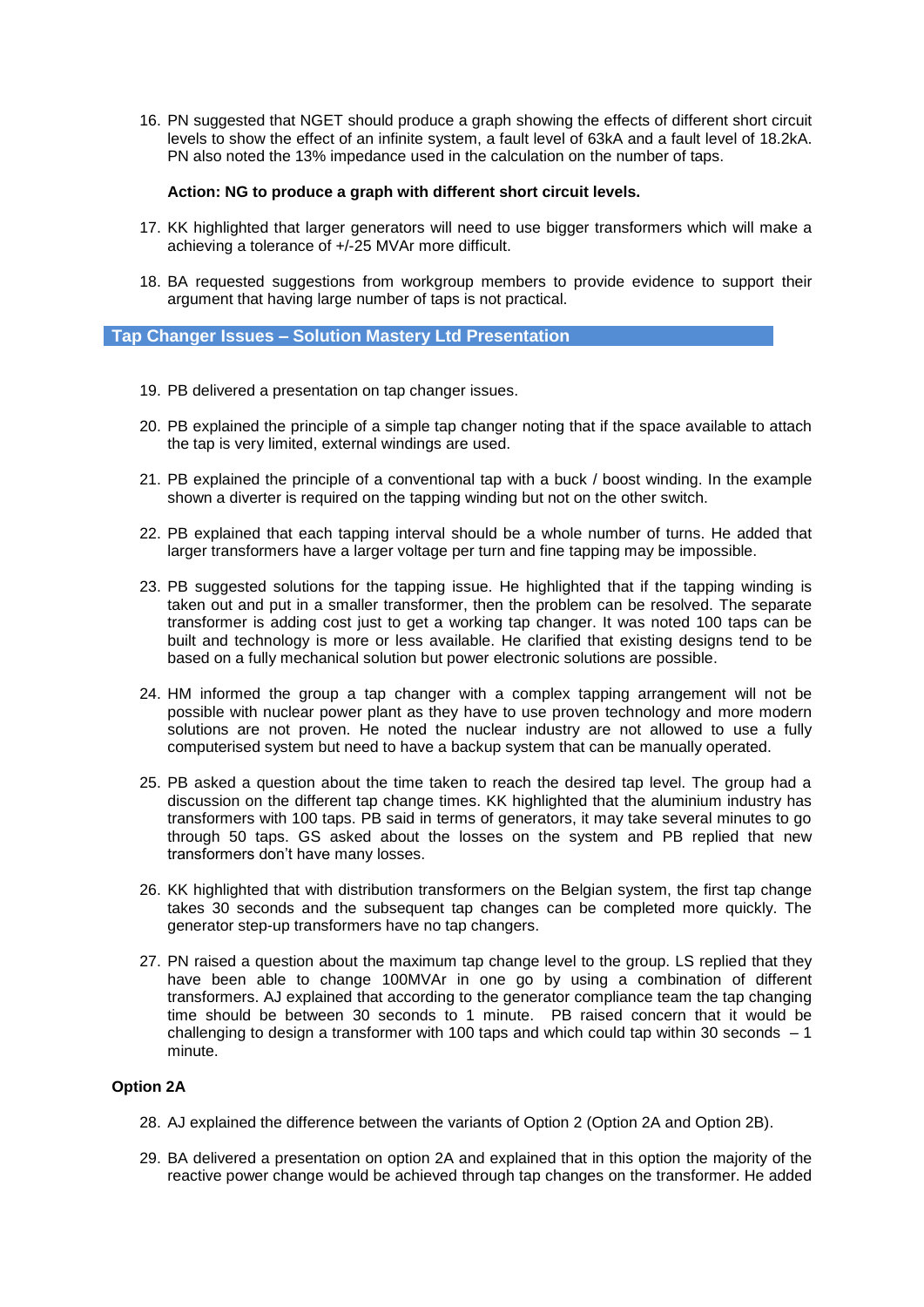16. PN suggested that NGET should produce a graph showing the effects of different short circuit levels to show the effect of an infinite system, a fault level of 63kA and a fault level of 18.2kA. PN also noted the 13% impedance used in the calculation on the number of taps.

    **Action: NG to produce a graph with different short circuit levels.**

17. KK highlighted that larger generators will need to use bigger transformers which will make a achieving a tolerance of +/-25 MVAr more difficult.

18. BA requested suggestions from workgroup members to provide evidence to support their argument that having large number of taps is not practical.

## Tap Changer Issues – Solution Mastery Ltd Presentation

19. PB delivered a presentation on tap changer issues.

20. PB explained the principle of a simple tap changer noting that if the space available to attach the tap is very limited, external windings are used.

21. PB explained the principle of a conventional tap with a buck / boost winding. In the example shown a diverter is required on the tapping winding but not on the other switch.

22. PB explained that each tapping interval should be a whole number of turns. He added that larger transformers have a larger voltage per turn and fine tapping may be impossible.

23. PB suggested solutions for the tapping issue. He highlighted that if the tapping winding is taken out and put in a smaller transformer, then the problem can be resolved. The separate transformer is adding cost just to get a working tap changer. It was noted 100 taps can be built and technology is more or less available. He clarified that existing designs tend to be based on a fully mechanical solution but power electronic solutions are possible.

24. HM informed the group a tap changer with a complex tapping arrangement will not be possible with nuclear power plant as they have to use proven technology and more modern solutions are not proven. He noted the nuclear industry are not allowed to use a fully computerised system but need to have a backup system that can be manually operated.

25. PB asked a question about the time taken to reach the desired tap level. The group had a discussion on the different tap change times. KK highlighted that the aluminium industry has transformers with 100 taps. PB said in terms of generators, it may take several minutes to go through 50 taps. GS asked about the losses on the system and PB replied that new transformers don't have many losses.

26. KK highlighted that with distribution transformers on the Belgian system, the first tap change takes 30 seconds and the subsequent tap changes can be completed more quickly. The generator step-up transformers have no tap changers.

27. PN raised a question about the maximum tap change level to the group. LS replied that they have been able to change 100MVAr in one go by using a combination of different transformers. AJ explained that according to the generator compliance team the tap changing time should be between 30 seconds to 1 minute. PB raised concern that it would be challenging to design a transformer with 100 taps and which could tap within 30 seconds – 1 minute.

### Option 2A

28. AJ explained the difference between the variants of Option 2 (Option 2A and Option 2B).

29. BA delivered a presentation on option 2A and explained that in this option the majority of the reactive power change would be achieved through tap changes on the transformer. He added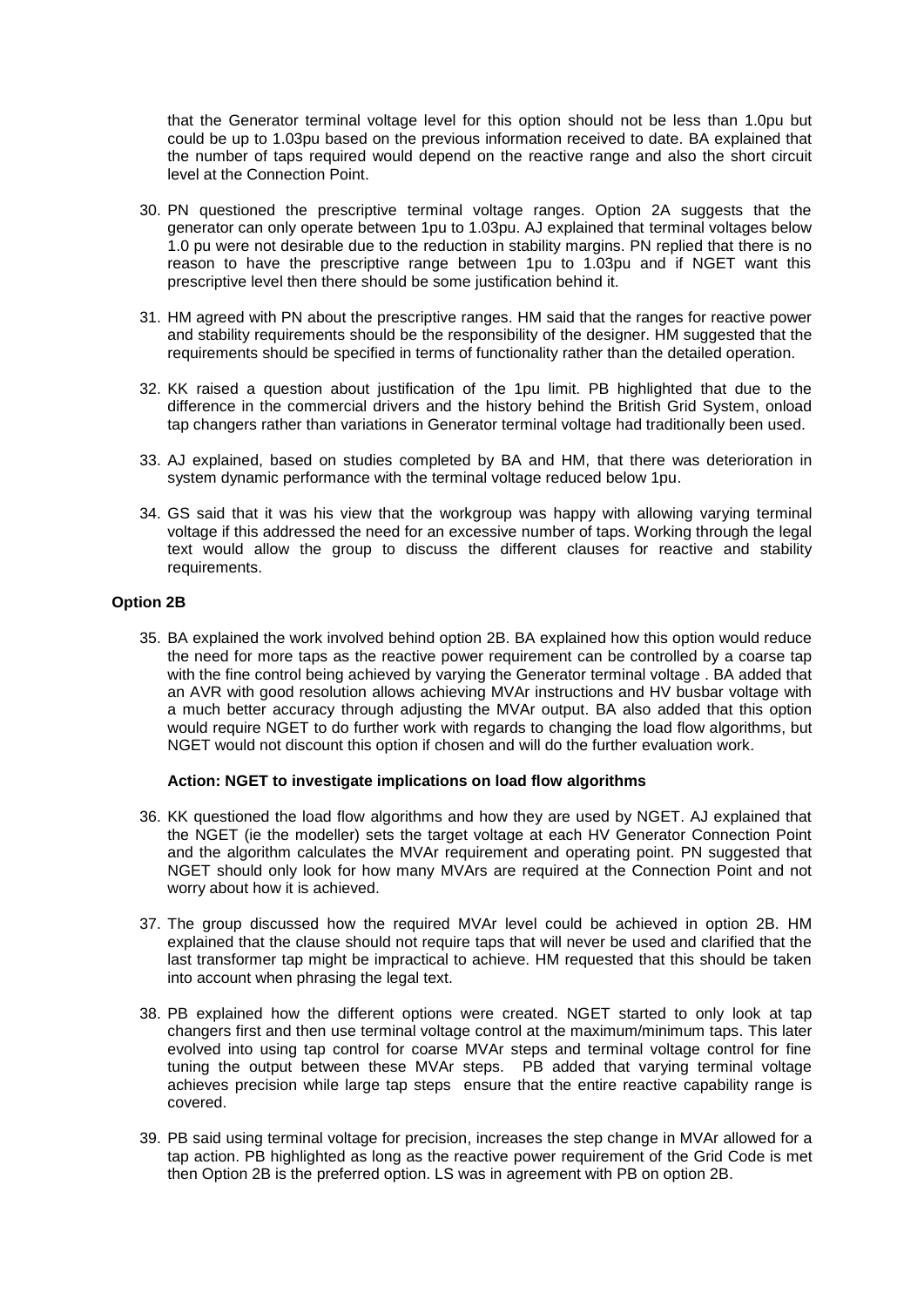that the Generator terminal voltage level for this option should not be less than 1.0pu but could be up to 1.03pu based on the previous information received to date. BA explained that the number of taps required would depend on the reactive range and also the short circuit level at the Connection Point.

30. PN questioned the prescriptive terminal voltage ranges. Option 2A suggests that the generator can only operate between 1pu to 1.03pu. AJ explained that terminal voltages below 1.0 pu were not desirable due to the reduction in stability margins. PN replied that there is no reason to have the prescriptive range between 1pu to 1.03pu and if NGET want this prescriptive level then there should be some justification behind it.

31. HM agreed with PN about the prescriptive ranges. HM said that the ranges for reactive power and stability requirements should be the responsibility of the designer. HM suggested that the requirements should be specified in terms of functionality rather than the detailed operation.

32. KK raised a question about justification of the 1pu limit. PB highlighted that due to the difference in the commercial drivers and the history behind the British Grid System, onload tap changers rather than variations in Generator terminal voltage had traditionally been used.

33. AJ explained, based on studies completed by BA and HM, that there was deterioration in system dynamic performance with the terminal voltage reduced below 1pu.

34. GS said that it was his view that the workgroup was happy with allowing varying terminal voltage if this addressed the need for an excessive number of taps. Working through the legal text would allow the group to discuss the different clauses for reactive and stability requirements.

**Option 2B**

35. BA explained the work involved behind option 2B. BA explained how this option would reduce the need for more taps as the reactive power requirement can be controlled by a coarse tap with the fine control being achieved by varying the Generator terminal voltage . BA added that an AVR with good resolution allows achieving MVAr instructions and HV busbar voltage with a much better accuracy through adjusting the MVAr output. BA also added that this option would require NGET to do further work with regards to changing the load flow algorithms, but NGET would not discount this option if chosen and will do the further evaluation work.

    **Action: NGET to investigate implications on load flow algorithms**

36. KK questioned the load flow algorithms and how they are used by NGET. AJ explained that the NGET (ie the modeller) sets the target voltage at each HV Generator Connection Point and the algorithm calculates the MVAr requirement and operating point. PN suggested that NGET should only look for how many MVArs are required at the Connection Point and not worry about how it is achieved.

37. The group discussed how the required MVAr level could be achieved in option 2B. HM explained that the clause should not require taps that will never be used and clarified that the last transformer tap might be impractical to achieve. HM requested that this should be taken into account when phrasing the legal text.

38. PB explained how the different options were created. NGET started to only look at tap changers first and then use terminal voltage control at the maximum/minimum taps. This later evolved into using tap control for coarse MVAr steps and terminal voltage control for fine tuning the output between these MVAr steps. PB added that varying terminal voltage achieves precision while large tap steps ensure that the entire reactive capability range is covered.

39. PB said using terminal voltage for precision, increases the step change in MVAr allowed for a tap action. PB highlighted as long as the reactive power requirement of the Grid Code is met then Option 2B is the preferred option. LS was in agreement with PB on option 2B.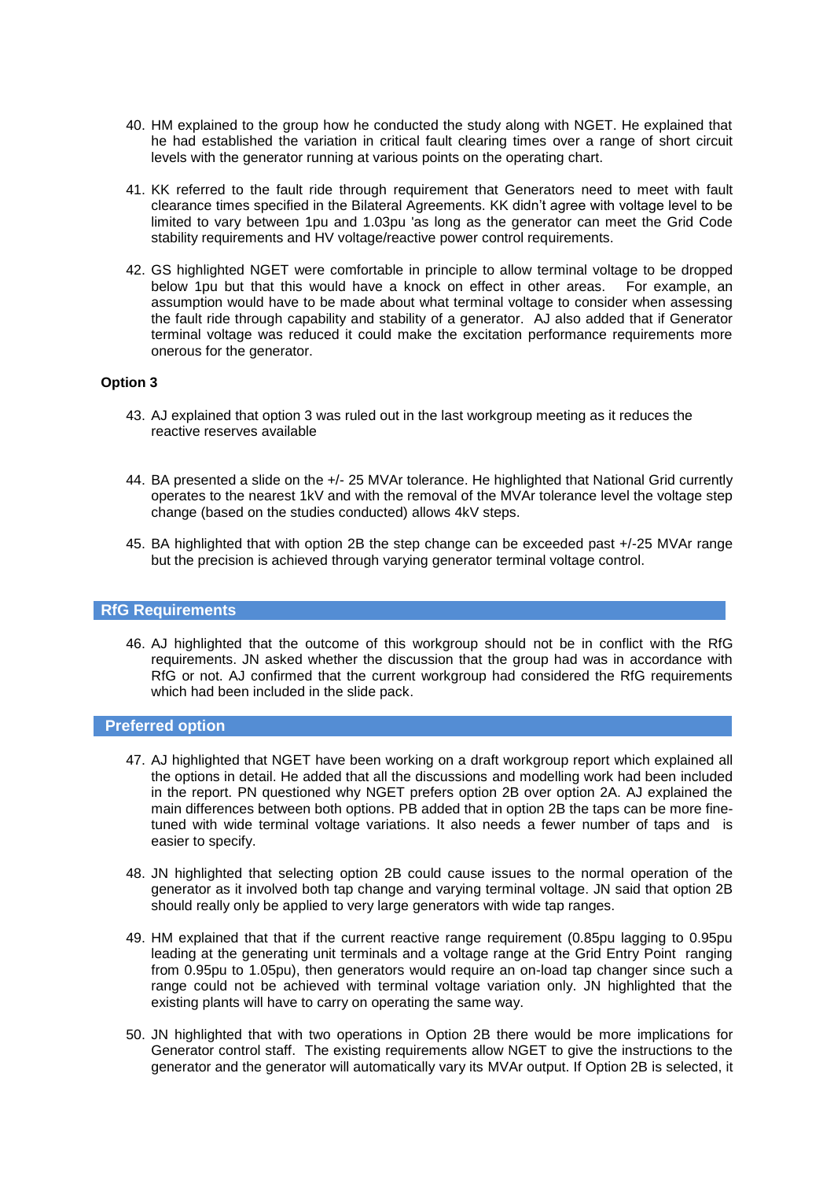40. HM explained to the group how he conducted the study along with NGET. He explained that he had established the variation in critical fault clearing times over a range of short circuit levels with the generator running at various points on the operating chart.

41. KK referred to the fault ride through requirement that Generators need to meet with fault clearance times specified in the Bilateral Agreements. KK didn't agree with voltage level to be limited to vary between 1pu and 1.03pu 'as long as the generator can meet the Grid Code stability requirements and HV voltage/reactive power control requirements.

42. GS highlighted NGET were comfortable in principle to allow terminal voltage to be dropped below 1pu but that this would have a knock on effect in other areas. For example, an assumption would have to be made about what terminal voltage to consider when assessing the fault ride through capability and stability of a generator. AJ also added that if Generator terminal voltage was reduced it could make the excitation performance requirements more onerous for the generator.

**Option 3**

43. AJ explained that option 3 was ruled out in the last workgroup meeting as it reduces the reactive reserves available

44. BA presented a slide on the +/- 25 MVAr tolerance. He highlighted that National Grid currently operates to the nearest 1kV and with the removal of the MVAr tolerance level the voltage step change (based on the studies conducted) allows 4kV steps.

45. BA highlighted that with option 2B the step change can be exceeded past +/-25 MVAr range but the precision is achieved through varying generator terminal voltage control.

## RfG Requirements

46. AJ highlighted that the outcome of this workgroup should not be in conflict with the RfG requirements. JN asked whether the discussion that the group had was in accordance with RfG or not. AJ confirmed that the current workgroup had considered the RfG requirements which had been included in the slide pack.

## Preferred option

47. AJ highlighted that NGET have been working on a draft workgroup report which explained all the options in detail. He added that all the discussions and modelling work had been included in the report. PN questioned why NGET prefers option 2B over option 2A. AJ explained the main differences between both options. PB added that in option 2B the taps can be more fine-tuned with wide terminal voltage variations. It also needs a fewer number of taps and is easier to specify.

48. JN highlighted that selecting option 2B could cause issues to the normal operation of the generator as it involved both tap change and varying terminal voltage. JN said that option 2B should really only be applied to very large generators with wide tap ranges.

49. HM explained that that if the current reactive range requirement (0.85pu lagging to 0.95pu leading at the generating unit terminals and a voltage range at the Grid Entry Point ranging from 0.95pu to 1.05pu), then generators would require an on-load tap changer since such a range could not be achieved with terminal voltage variation only. JN highlighted that the existing plants will have to carry on operating the same way.

50. JN highlighted that with two operations in Option 2B there would be more implications for Generator control staff. The existing requirements allow NGET to give the instructions to the generator and the generator will automatically vary its MVAr output. If Option 2B is selected, it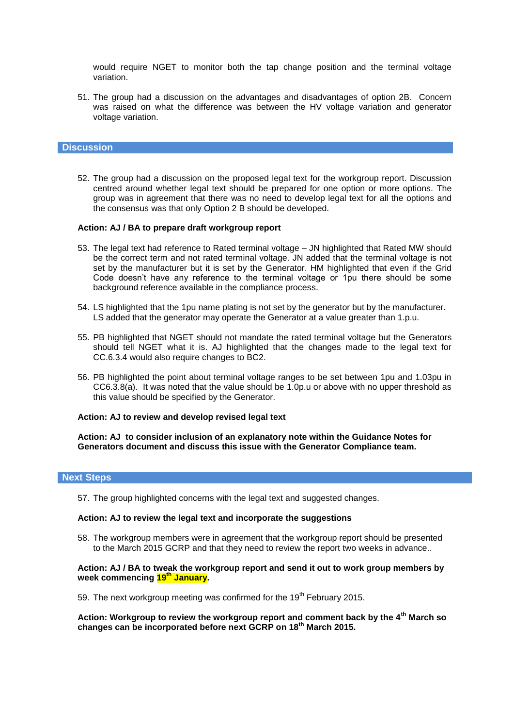would require NGET to monitor both the tap change position and the terminal voltage variation.

51. The group had a discussion on the advantages and disadvantages of option 2B. Concern was raised on what the difference was between the HV voltage variation and generator voltage variation.

## Discussion

52. The group had a discussion on the proposed legal text for the workgroup report. Discussion centred around whether legal text should be prepared for one option or more options. The group was in agreement that there was no need to develop legal text for all the options and the consensus was that only Option 2 B should be developed.

**Action: AJ / BA to prepare draft workgroup report**

53. The legal text had reference to Rated terminal voltage – JN highlighted that Rated MW should be the correct term and not rated terminal voltage. JN added that the terminal voltage is not set by the manufacturer but it is set by the Generator. HM highlighted that even if the Grid Code doesn't have any reference to the terminal voltage or 1pu there should be some background reference available in the compliance process.

54. LS highlighted that the 1pu name plating is not set by the generator but by the manufacturer. LS added that the generator may operate the Generator at a value greater than 1.p.u.

55. PB highlighted that NGET should not mandate the rated terminal voltage but the Generators should tell NGET what it is. AJ highlighted that the changes made to the legal text for CC.6.3.4 would also require changes to BC2.

56. PB highlighted the point about terminal voltage ranges to be set between 1pu and 1.03pu in CC6.3.8(a). It was noted that the value should be 1.0p.u or above with no upper threshold as this value should be specified by the Generator.

**Action: AJ to review and develop revised legal text**

**Action: AJ to consider inclusion of an explanatory note within the Guidance Notes for Generators document and discuss this issue with the Generator Compliance team.**

## Next Steps

57. The group highlighted concerns with the legal text and suggested changes.

**Action: AJ to review the legal text and incorporate the suggestions**

58. The workgroup members were in agreement that the workgroup report should be presented to the March 2015 GCRP and that they need to review the report two weeks in advance..

**Action: AJ / BA to tweak the workgroup report and send it out to work group members by week commencing 19th January.**

59. The next workgroup meeting was confirmed for the 19th February 2015.

**Action: Workgroup to review the workgroup report and comment back by the 4th March so changes can be incorporated before next GCRP on 18th March 2015.**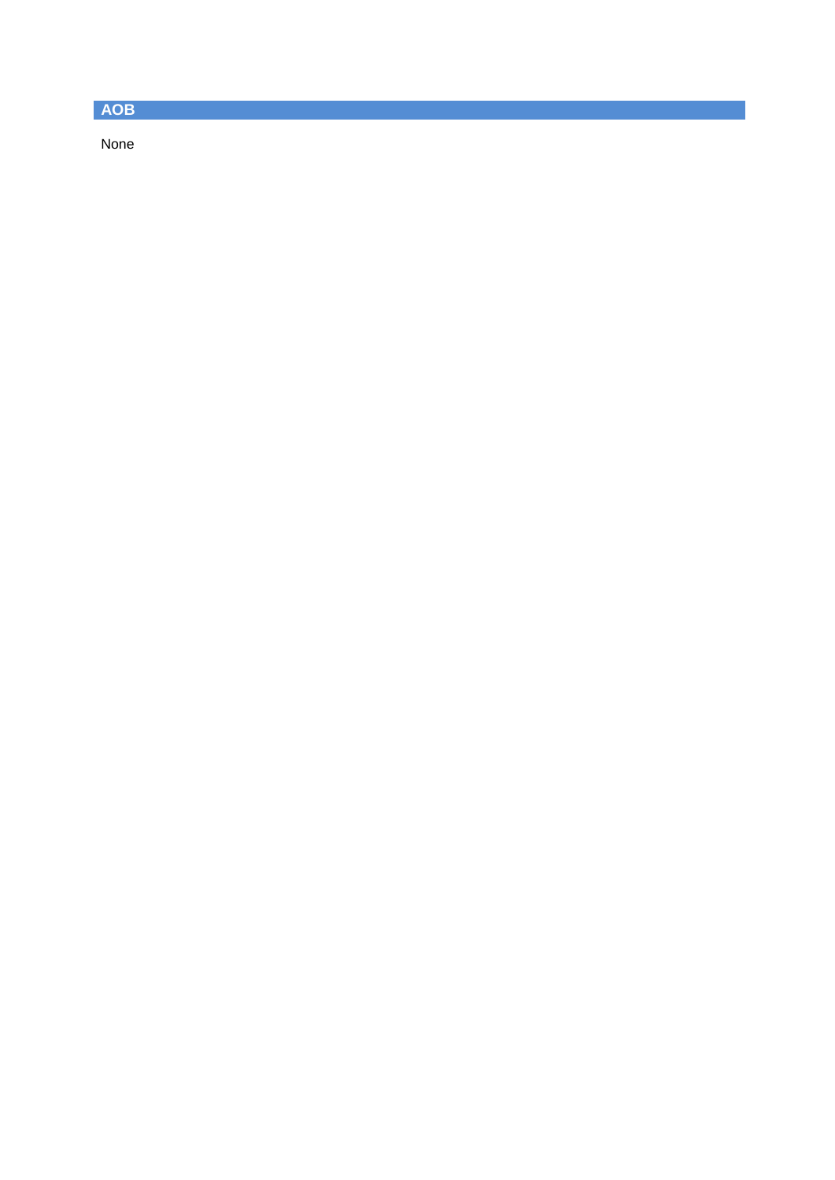## AOB

None